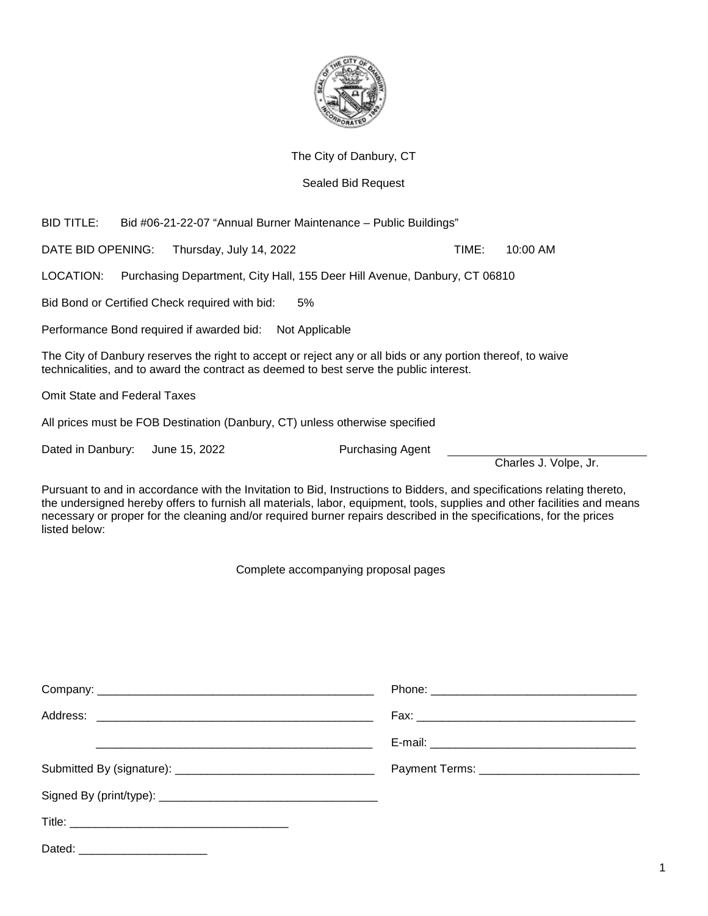The City of Danbury, CT

Sealed Bid Request

BID TITLE: Bid #06-21-22-07 "Annual Burner Maintenance – Public Buildings"

DATE BID OPENING: Thursday, July 14, 2022 TIME: 10:00 AM

LOCATION: Purchasing Department, City Hall, 155 Deer Hill Avenue, Danbury, CT 06810

Bid Bond or Certified Check required with bid: 5%

Performance Bond required if awarded bid: Not Applicable

The City of Danbury reserves the right to accept or reject any or all bids or any portion thereof, to waive technicalities, and to award the contract as deemed to best serve the public interest.

Omit State and Federal Taxes

All prices must be FOB Destination (Danbury, CT) unless otherwise specified

Dated in Danbury: June 15, 2022 Purchasing Agent ______________________________
Charles J. Volpe, Jr.

Pursuant to and in accordance with the Invitation to Bid, Instructions to Bidders, and specifications relating thereto, the undersigned hereby offers to furnish all materials, labor, equipment, tools, supplies and other facilities and means necessary or proper for the cleaning and/or required burner repairs described in the specifications, for the prices listed below:

Complete accompanying proposal pages

Company: ____________________________________________ Phone: ________________________________

Address: ____________________________________________ Fax: __________________________________

____________________________________________ E-mail: ________________________________

Submitted By (signature): _______________________________ Payment Terms: ________________________

Signed By (print/type): __________________________________

Title: __________________________________

Dated: ____________________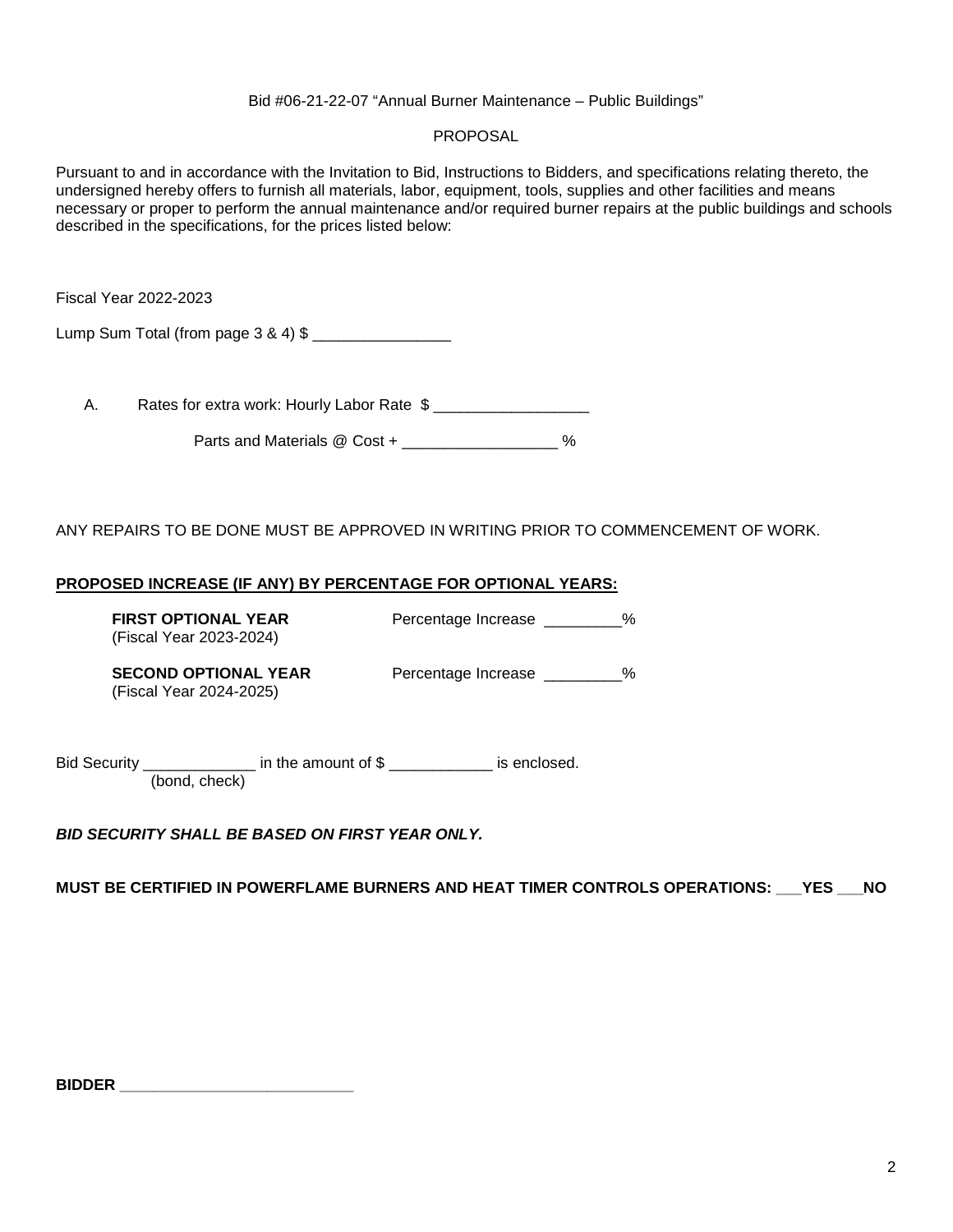Bid #06-21-22-07 "Annual Burner Maintenance – Public Buildings"

PROPOSAL

Pursuant to and in accordance with the Invitation to Bid, Instructions to Bidders, and specifications relating thereto, the undersigned hereby offers to furnish all materials, labor, equipment, tools, supplies and other facilities and means necessary or proper to perform the annual maintenance and/or required burner repairs at the public buildings and schools described in the specifications, for the prices listed below:

Fiscal Year 2022-2023

Lump Sum Total (from page 3 & 4) $ ________________

A. Rates for extra work: Hourly Labor Rate $ __________________

Parts and Materials @ Cost + __________________ %

ANY REPAIRS TO BE DONE MUST BE APPROVED IN WRITING PRIOR TO COMMENCEMENT OF WORK.

**PROPOSED INCREASE (IF ANY) BY PERCENTAGE FOR OPTIONAL YEARS:**

**FIRST OPTIONAL YEAR** (Fiscal Year 2023-2024) Percentage Increase _________%

**SECOND OPTIONAL YEAR** (Fiscal Year 2024-2025) Percentage Increase _________%

Bid Security _____________ (bond, check) in the amount of $ ____________ is enclosed.

***BID SECURITY SHALL BE BASED ON FIRST YEAR ONLY.***

**MUST BE CERTIFIED IN POWERFLAME BURNERS AND HEAT TIMER CONTROLS OPERATIONS: ___YES ___NO**

**BIDDER ___________________________**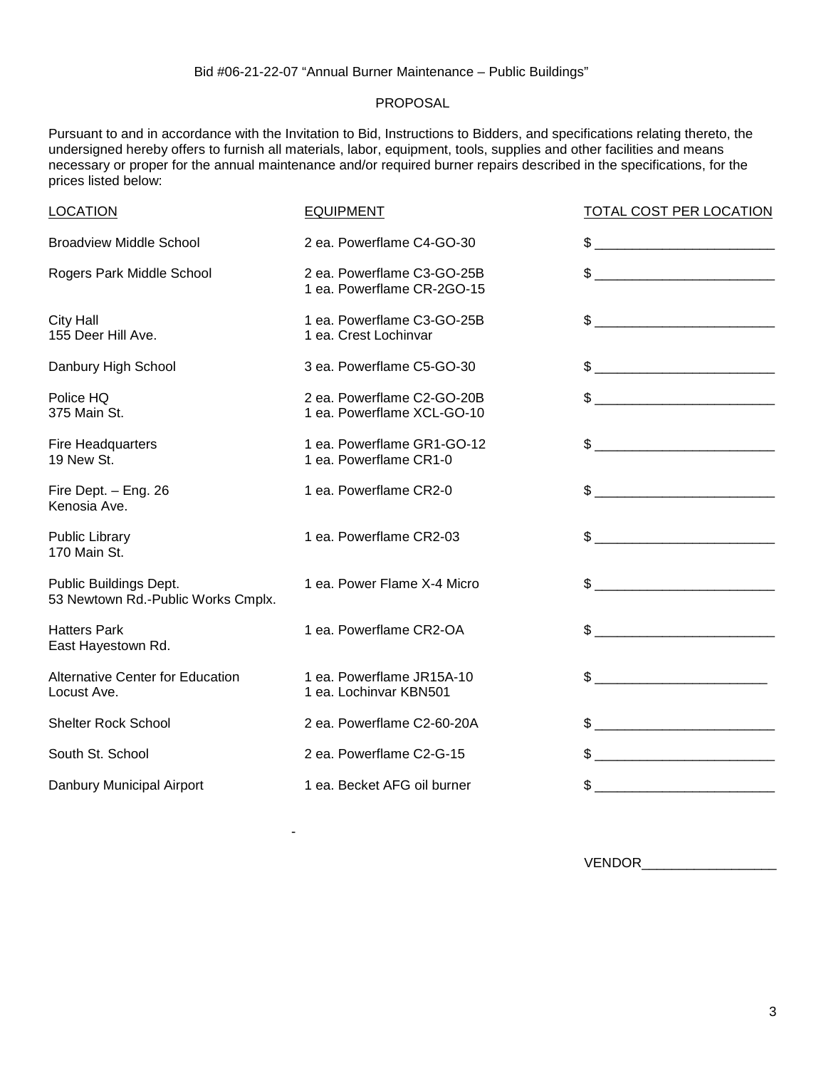Bid #06-21-22-07 "Annual Burner Maintenance – Public Buildings"

PROPOSAL

Pursuant to and in accordance with the Invitation to Bid, Instructions to Bidders, and specifications relating thereto, the undersigned hereby offers to furnish all materials, labor, equipment, tools, supplies and other facilities and means necessary or proper for the annual maintenance and/or required burner repairs described in the specifications, for the prices listed below:

| LOCATION | EQUIPMENT | TOTAL COST PER LOCATION |
|---|---|---|
| Broadview Middle School | 2 ea. Powerflame C4-GO-30 | $ ________________________ |
| Rogers Park Middle School | 2 ea. Powerflame C3-GO-25B<br>1 ea. Powerflame CR-2GO-15 | $ ________________________ |
| City Hall<br>155 Deer Hill Ave. | 1 ea. Powerflame C3-GO-25B<br>1 ea. Crest Lochinvar | $ ________________________ |
| Danbury High School | 3 ea. Powerflame C5-GO-30 | $ ________________________ |
| Police HQ<br>375 Main St. | 2 ea. Powerflame C2-GO-20B<br>1 ea. Powerflame XCL-GO-10 | $ ________________________ |
| Fire Headquarters<br>19 New St. | 1 ea. Powerflame GR1-GO-12<br>1 ea. Powerflame CR1-0 | $ ________________________ |
| Fire Dept. – Eng. 26<br>Kenosia Ave. | 1 ea. Powerflame CR2-0 | $ ________________________ |
| Public Library<br>170 Main St. | 1 ea. Powerflame CR2-03 | $ ________________________ |
| Public Buildings Dept.<br>53 Newtown Rd.-Public Works Cmplx. | 1 ea. Power Flame X-4 Micro | $ ________________________ |
| Hatters Park<br>East Hayestown Rd. | 1 ea. Powerflame CR2-OA | $ ________________________ |
| Alternative Center for Education<br>Locust Ave. | 1 ea. Powerflame JR15A-10<br>1 ea. Lochinvar KBN501 | $ ________________________ |
| Shelter Rock School | 2 ea. Powerflame C2-60-20A | $ ________________________ |
| South St. School | 2 ea. Powerflame C2-G-15 | $ ________________________ |
| Danbury Municipal Airport | 1 ea. Becket AFG oil burner | $ ________________________ |

-

VENDOR__________________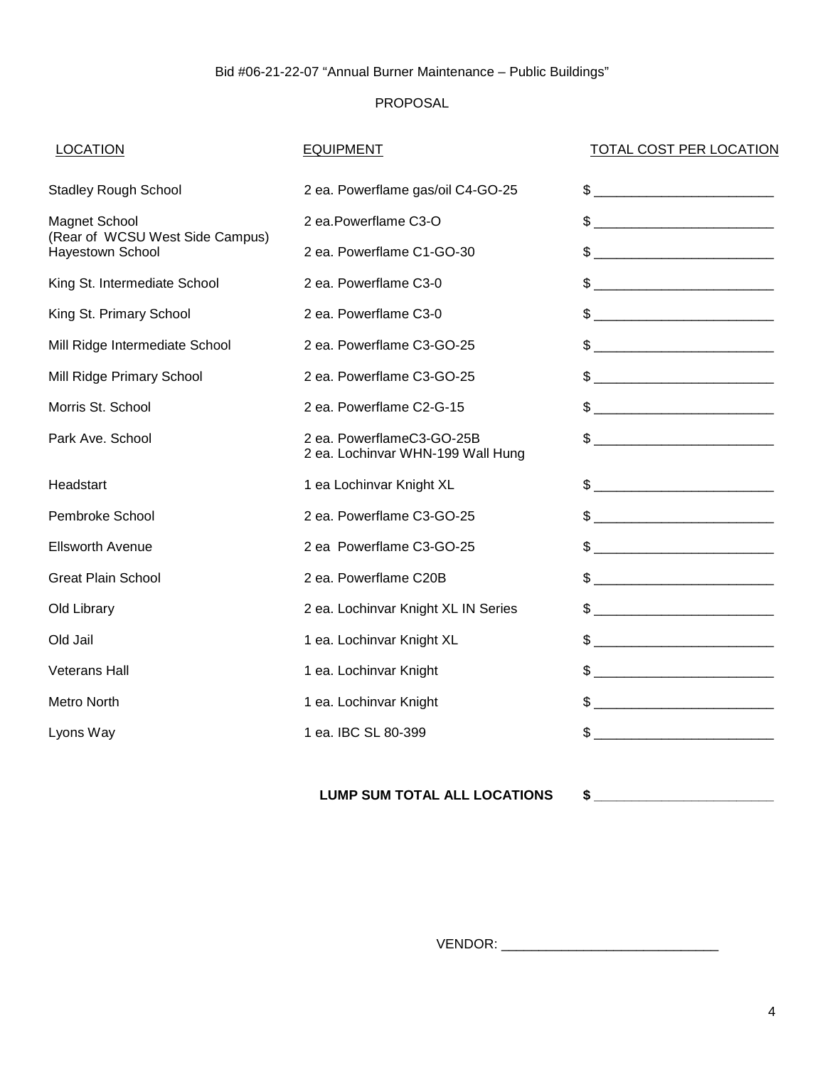Bid #06-21-22-07 "Annual Burner Maintenance – Public Buildings"

PROPOSAL

| LOCATION | EQUIPMENT | TOTAL COST PER LOCATION |
|---|---|---|
| Stadley Rough School | 2 ea. Powerflame gas/oil C4-GO-25 | $ ________________________ |
| Magnet School (Rear of WCSU West Side Campus) | 2 ea.Powerflame C3-O | $ ________________________ |
| Hayestown School | 2 ea. Powerflame C1-GO-30 | $ ________________________ |
| King St. Intermediate School | 2 ea. Powerflame C3-0 | $ ________________________ |
| King St. Primary School | 2 ea. Powerflame C3-0 | $ ________________________ |
| Mill Ridge Intermediate School | 2 ea. Powerflame C3-GO-25 | $ ________________________ |
| Mill Ridge Primary School | 2 ea. Powerflame C3-GO-25 | $ ________________________ |
| Morris St. School | 2 ea. Powerflame C2-G-15 | $ ________________________ |
| Park Ave. School | 2 ea. PowerflameC3-GO-25B<br>2 ea. Lochinvar WHN-199 Wall Hung | $ ________________________ |
| Headstart | 1 ea Lochinvar Knight XL | $ ________________________ |
| Pembroke School | 2 ea. Powerflame C3-GO-25 | $ ________________________ |
| Ellsworth Avenue | 2 ea Powerflame C3-GO-25 | $ ________________________ |
| Great Plain School | 2 ea. Powerflame C20B | $ ________________________ |
| Old Library | 2 ea. Lochinvar Knight XL IN Series | $ ________________________ |
| Old Jail | 1 ea. Lochinvar Knight XL | $ ________________________ |
| Veterans Hall | 1 ea. Lochinvar Knight | $ ________________________ |
| Metro North | 1 ea. Lochinvar Knight | $ ________________________ |
| Lyons Way | 1 ea. IBC SL 80-399 | $ ________________________ |

**LUMP SUM TOTAL ALL LOCATIONS** **$ ________________________**

VENDOR: ______________________________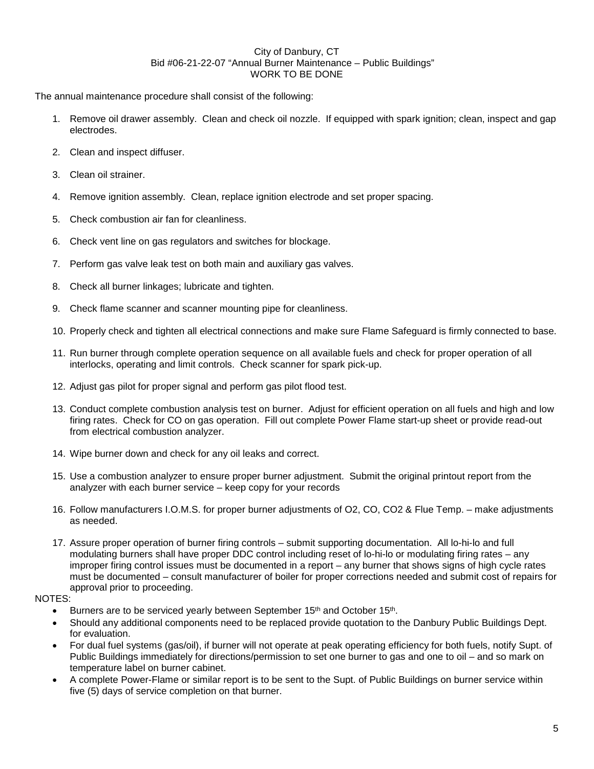City of Danbury, CT
Bid #06-21-22-07 "Annual Burner Maintenance – Public Buildings"
WORK TO BE DONE

The annual maintenance procedure shall consist of the following:

1. Remove oil drawer assembly. Clean and check oil nozzle. If equipped with spark ignition; clean, inspect and gap electrodes.

2. Clean and inspect diffuser.

3. Clean oil strainer.

4. Remove ignition assembly. Clean, replace ignition electrode and set proper spacing.

5. Check combustion air fan for cleanliness.

6. Check vent line on gas regulators and switches for blockage.

7. Perform gas valve leak test on both main and auxiliary gas valves.

8. Check all burner linkages; lubricate and tighten.

9. Check flame scanner and scanner mounting pipe for cleanliness.

10. Properly check and tighten all electrical connections and make sure Flame Safeguard is firmly connected to base.

11. Run burner through complete operation sequence on all available fuels and check for proper operation of all interlocks, operating and limit controls. Check scanner for spark pick-up.

12. Adjust gas pilot for proper signal and perform gas pilot flood test.

13. Conduct complete combustion analysis test on burner. Adjust for efficient operation on all fuels and high and low firing rates. Check for CO on gas operation. Fill out complete Power Flame start-up sheet or provide read-out from electrical combustion analyzer.

14. Wipe burner down and check for any oil leaks and correct.

15. Use a combustion analyzer to ensure proper burner adjustment. Submit the original printout report from the analyzer with each burner service – keep copy for your records

16. Follow manufacturers I.O.M.S. for proper burner adjustments of O2, CO, CO2 & Flue Temp. – make adjustments as needed.

17. Assure proper operation of burner firing controls – submit supporting documentation. All lo-hi-lo and full modulating burners shall have proper DDC control including reset of lo-hi-lo or modulating firing rates – any improper firing control issues must be documented in a report – any burner that shows signs of high cycle rates must be documented – consult manufacturer of boiler for proper corrections needed and submit cost of repairs for approval prior to proceeding.

NOTES:

- Burners are to be serviced yearly between September 15th and October 15th.
- Should any additional components need to be replaced provide quotation to the Danbury Public Buildings Dept. for evaluation.
- For dual fuel systems (gas/oil), if burner will not operate at peak operating efficiency for both fuels, notify Supt. of Public Buildings immediately for directions/permission to set one burner to gas and one to oil – and so mark on temperature label on burner cabinet.
- A complete Power-Flame or similar report is to be sent to the Supt. of Public Buildings on burner service within five (5) days of service completion on that burner.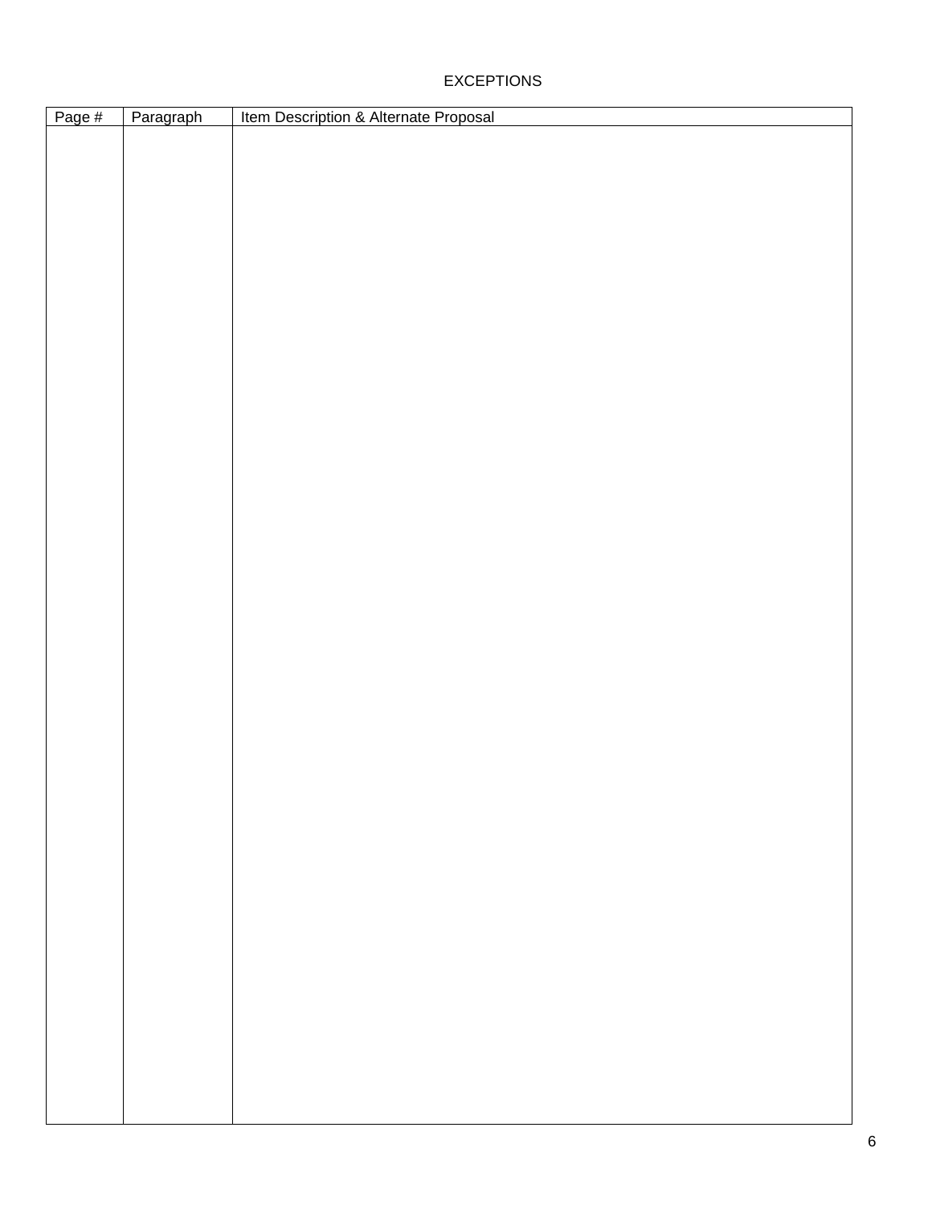EXCEPTIONS

| Page # | Paragraph | Item Description & Alternate Proposal |
| --- | --- | --- |
| | | |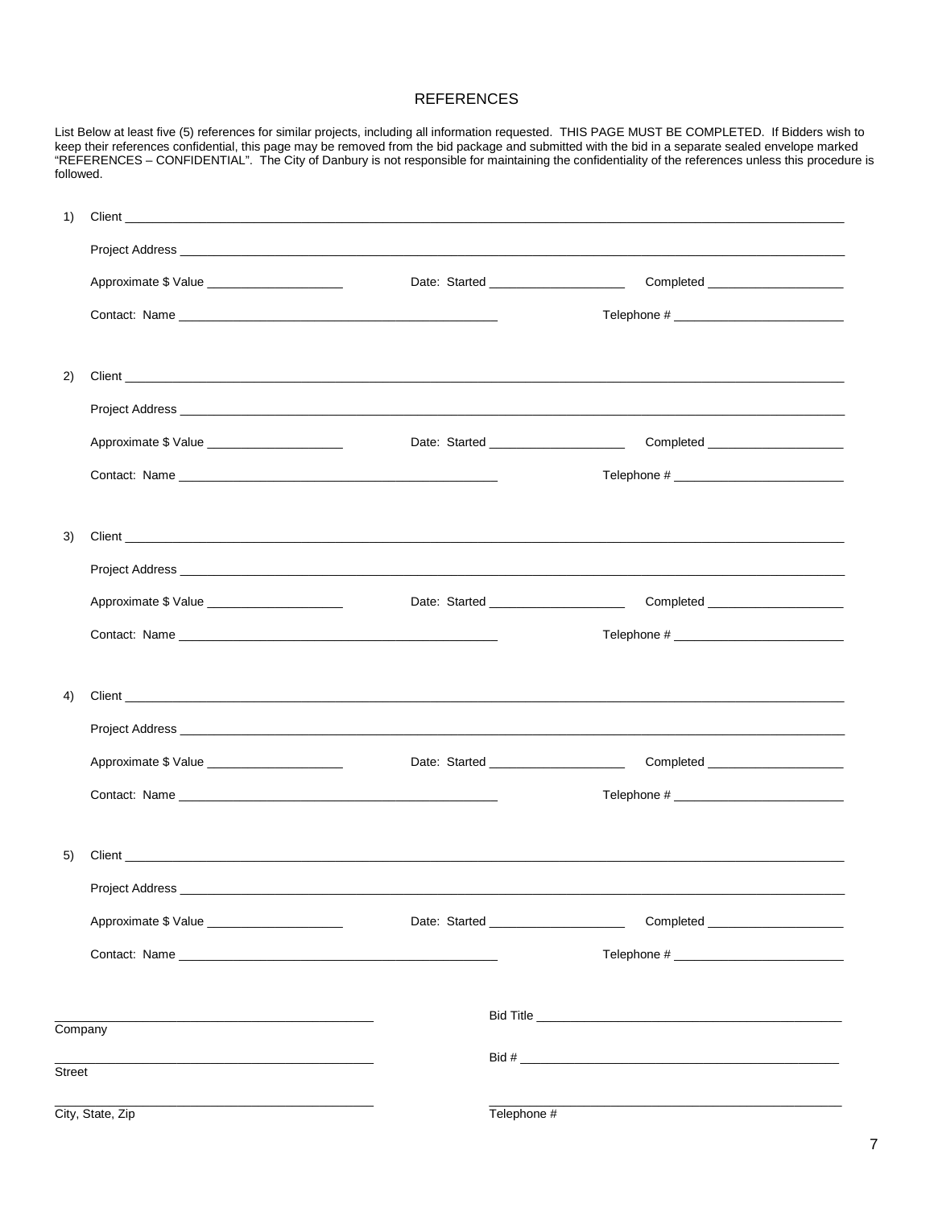# REFERENCES

List Below at least five (5) references for similar projects, including all information requested. THIS PAGE MUST BE COMPLETED. If Bidders wish to keep their references confidential, this page may be removed from the bid package and submitted with the bid in a separate sealed envelope marked "REFERENCES – CONFIDENTIAL". The City of Danbury is not responsible for maintaining the confidentiality of the references unless this procedure is followed.

1) Client ______________________________________________

Project Address ______________________________________________

Approximate $ Value ____________________ Date: Started ____________________ Completed ____________________

Contact: Name ______________________________ Telephone # ______________________________

2) Client ______________________________________________

Project Address ______________________________________________

Approximate $ Value ____________________ Date: Started ____________________ Completed ____________________

Contact: Name ______________________________ Telephone # ______________________________

3) Client ______________________________________________

Project Address ______________________________________________

Approximate $ Value ____________________ Date: Started ____________________ Completed ____________________

Contact: Name ______________________________ Telephone # ______________________________

4) Client ______________________________________________

Project Address ______________________________________________

Approximate $ Value ____________________ Date: Started ____________________ Completed ____________________

Contact: Name ______________________________ Telephone # ______________________________

5) Client ______________________________________________

Project Address ______________________________________________

Approximate $ Value ____________________ Date: Started ____________________ Completed ____________________

Contact: Name ______________________________ Telephone # ______________________________

______________________________ Bid Title ______________________________
Company

______________________________ Bid # ______________________________
Street

______________________________ ______________________________
City, State, Zip Telephone #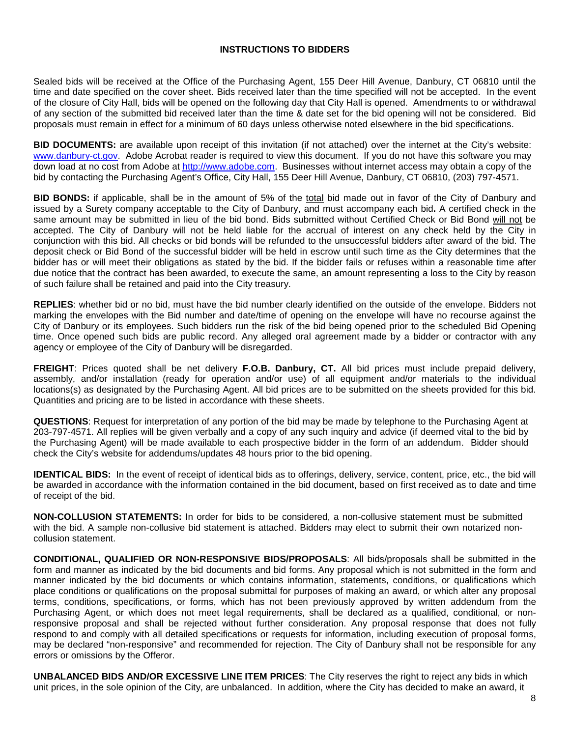## INSTRUCTIONS TO BIDDERS

Sealed bids will be received at the Office of the Purchasing Agent, 155 Deer Hill Avenue, Danbury, CT 06810 until the time and date specified on the cover sheet. Bids received later than the time specified will not be accepted. In the event of the closure of City Hall, bids will be opened on the following day that City Hall is opened. Amendments to or withdrawal of any section of the submitted bid received later than the time & date set for the bid opening will not be considered. Bid proposals must remain in effect for a minimum of 60 days unless otherwise noted elsewhere in the bid specifications.

**BID DOCUMENTS:** are available upon receipt of this invitation (if not attached) over the internet at the City's website: www.danbury-ct.gov. Adobe Acrobat reader is required to view this document. If you do not have this software you may down load at no cost from Adobe at http://www.adobe.com. Businesses without internet access may obtain a copy of the bid by contacting the Purchasing Agent's Office, City Hall, 155 Deer Hill Avenue, Danbury, CT 06810, (203) 797-4571.

**BID BONDS:** if applicable, shall be in the amount of 5% of the total bid made out in favor of the City of Danbury and issued by a Surety company acceptable to the City of Danbury, and must accompany each bid**.** A certified check in the same amount may be submitted in lieu of the bid bond. Bids submitted without Certified Check or Bid Bond will not be accepted. The City of Danbury will not be held liable for the accrual of interest on any check held by the City in conjunction with this bid. All checks or bid bonds will be refunded to the unsuccessful bidders after award of the bid. The deposit check or Bid Bond of the successful bidder will be held in escrow until such time as the City determines that the bidder has or will meet their obligations as stated by the bid. If the bidder fails or refuses within a reasonable time after due notice that the contract has been awarded, to execute the same, an amount representing a loss to the City by reason of such failure shall be retained and paid into the City treasury.

**REPLIES**: whether bid or no bid, must have the bid number clearly identified on the outside of the envelope. Bidders not marking the envelopes with the Bid number and date/time of opening on the envelope will have no recourse against the City of Danbury or its employees. Such bidders run the risk of the bid being opened prior to the scheduled Bid Opening time. Once opened such bids are public record. Any alleged oral agreement made by a bidder or contractor with any agency or employee of the City of Danbury will be disregarded.

**FREIGHT**: Prices quoted shall be net delivery **F.O.B. Danbury, CT.** All bid prices must include prepaid delivery, assembly, and/or installation (ready for operation and/or use) of all equipment and/or materials to the individual locations(s) as designated by the Purchasing Agent. All bid prices are to be submitted on the sheets provided for this bid. Quantities and pricing are to be listed in accordance with these sheets.

**QUESTIONS**: Request for interpretation of any portion of the bid may be made by telephone to the Purchasing Agent at 203-797-4571. All replies will be given verbally and a copy of any such inquiry and advice (if deemed vital to the bid by the Purchasing Agent) will be made available to each prospective bidder in the form of an addendum. Bidder should check the City's website for addendums/updates 48 hours prior to the bid opening.

**IDENTICAL BIDS:** In the event of receipt of identical bids as to offerings, delivery, service, content, price, etc., the bid will be awarded in accordance with the information contained in the bid document, based on first received as to date and time of receipt of the bid.

**NON-COLLUSION STATEMENTS:** In order for bids to be considered, a non-collusive statement must be submitted with the bid. A sample non-collusive bid statement is attached. Bidders may elect to submit their own notarized non-collusion statement.

**CONDITIONAL, QUALIFIED OR NON-RESPONSIVE BIDS/PROPOSALS**: All bids/proposals shall be submitted in the form and manner as indicated by the bid documents and bid forms. Any proposal which is not submitted in the form and manner indicated by the bid documents or which contains information, statements, conditions, or qualifications which place conditions or qualifications on the proposal submittal for purposes of making an award, or which alter any proposal terms, conditions, specifications, or forms, which has not been previously approved by written addendum from the Purchasing Agent, or which does not meet legal requirements, shall be declared as a qualified, conditional, or non-responsive proposal and shall be rejected without further consideration. Any proposal response that does not fully respond to and comply with all detailed specifications or requests for information, including execution of proposal forms, may be declared "non-responsive" and recommended for rejection. The City of Danbury shall not be responsible for any errors or omissions by the Offeror.

**UNBALANCED BIDS AND/OR EXCESSIVE LINE ITEM PRICES**: The City reserves the right to reject any bids in which unit prices, in the sole opinion of the City, are unbalanced. In addition, where the City has decided to make an award, it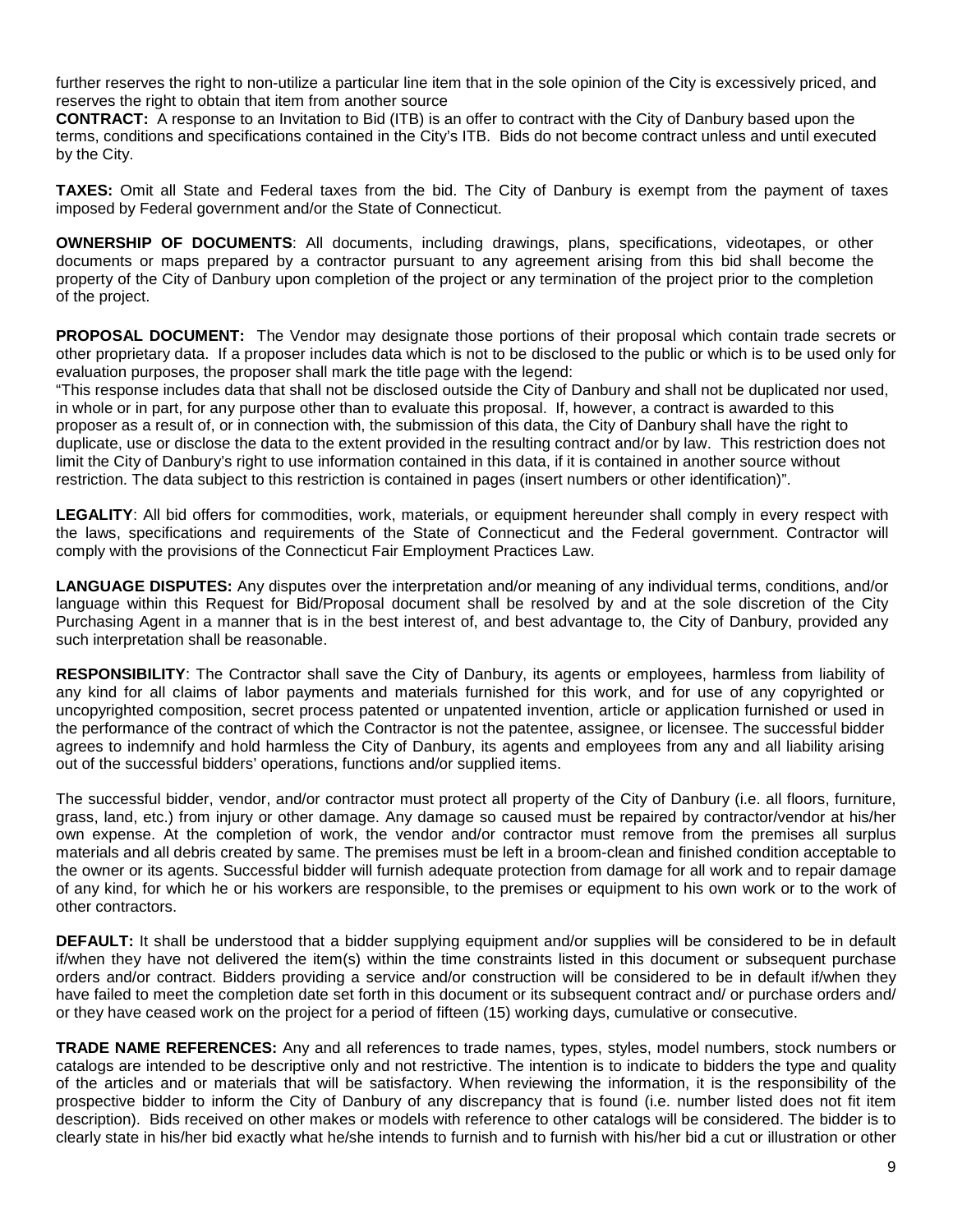further reserves the right to non-utilize a particular line item that in the sole opinion of the City is excessively priced, and reserves the right to obtain that item from another source

**CONTRACT:** A response to an Invitation to Bid (ITB) is an offer to contract with the City of Danbury based upon the terms, conditions and specifications contained in the City's ITB. Bids do not become contract unless and until executed by the City.

**TAXES:** Omit all State and Federal taxes from the bid. The City of Danbury is exempt from the payment of taxes imposed by Federal government and/or the State of Connecticut.

**OWNERSHIP OF DOCUMENTS**: All documents, including drawings, plans, specifications, videotapes, or other documents or maps prepared by a contractor pursuant to any agreement arising from this bid shall become the property of the City of Danbury upon completion of the project or any termination of the project prior to the completion of the project.

**PROPOSAL DOCUMENT:** The Vendor may designate those portions of their proposal which contain trade secrets or other proprietary data. If a proposer includes data which is not to be disclosed to the public or which is to be used only for evaluation purposes, the proposer shall mark the title page with the legend:
"This response includes data that shall not be disclosed outside the City of Danbury and shall not be duplicated nor used, in whole or in part, for any purpose other than to evaluate this proposal. If, however, a contract is awarded to this proposer as a result of, or in connection with, the submission of this data, the City of Danbury shall have the right to duplicate, use or disclose the data to the extent provided in the resulting contract and/or by law. This restriction does not limit the City of Danbury's right to use information contained in this data, if it is contained in another source without restriction. The data subject to this restriction is contained in pages (insert numbers or other identification)".

**LEGALITY**: All bid offers for commodities, work, materials, or equipment hereunder shall comply in every respect with the laws, specifications and requirements of the State of Connecticut and the Federal government. Contractor will comply with the provisions of the Connecticut Fair Employment Practices Law.

**LANGUAGE DISPUTES:** Any disputes over the interpretation and/or meaning of any individual terms, conditions, and/or language within this Request for Bid/Proposal document shall be resolved by and at the sole discretion of the City Purchasing Agent in a manner that is in the best interest of, and best advantage to, the City of Danbury, provided any such interpretation shall be reasonable.

**RESPONSIBILITY**: The Contractor shall save the City of Danbury, its agents or employees, harmless from liability of any kind for all claims of labor payments and materials furnished for this work, and for use of any copyrighted or uncopyrighted composition, secret process patented or unpatented invention, article or application furnished or used in the performance of the contract of which the Contractor is not the patentee, assignee, or licensee. The successful bidder agrees to indemnify and hold harmless the City of Danbury, its agents and employees from any and all liability arising out of the successful bidders' operations, functions and/or supplied items.

The successful bidder, vendor, and/or contractor must protect all property of the City of Danbury (i.e. all floors, furniture, grass, land, etc.) from injury or other damage. Any damage so caused must be repaired by contractor/vendor at his/her own expense. At the completion of work, the vendor and/or contractor must remove from the premises all surplus materials and all debris created by same. The premises must be left in a broom-clean and finished condition acceptable to the owner or its agents. Successful bidder will furnish adequate protection from damage for all work and to repair damage of any kind, for which he or his workers are responsible, to the premises or equipment to his own work or to the work of other contractors.

**DEFAULT:** It shall be understood that a bidder supplying equipment and/or supplies will be considered to be in default if/when they have not delivered the item(s) within the time constraints listed in this document or subsequent purchase orders and/or contract. Bidders providing a service and/or construction will be considered to be in default if/when they have failed to meet the completion date set forth in this document or its subsequent contract and/ or purchase orders and/ or they have ceased work on the project for a period of fifteen (15) working days, cumulative or consecutive.

**TRADE NAME REFERENCES:** Any and all references to trade names, types, styles, model numbers, stock numbers or catalogs are intended to be descriptive only and not restrictive. The intention is to indicate to bidders the type and quality of the articles and or materials that will be satisfactory. When reviewing the information, it is the responsibility of the prospective bidder to inform the City of Danbury of any discrepancy that is found (i.e. number listed does not fit item description). Bids received on other makes or models with reference to other catalogs will be considered. The bidder is to clearly state in his/her bid exactly what he/she intends to furnish and to furnish with his/her bid a cut or illustration or other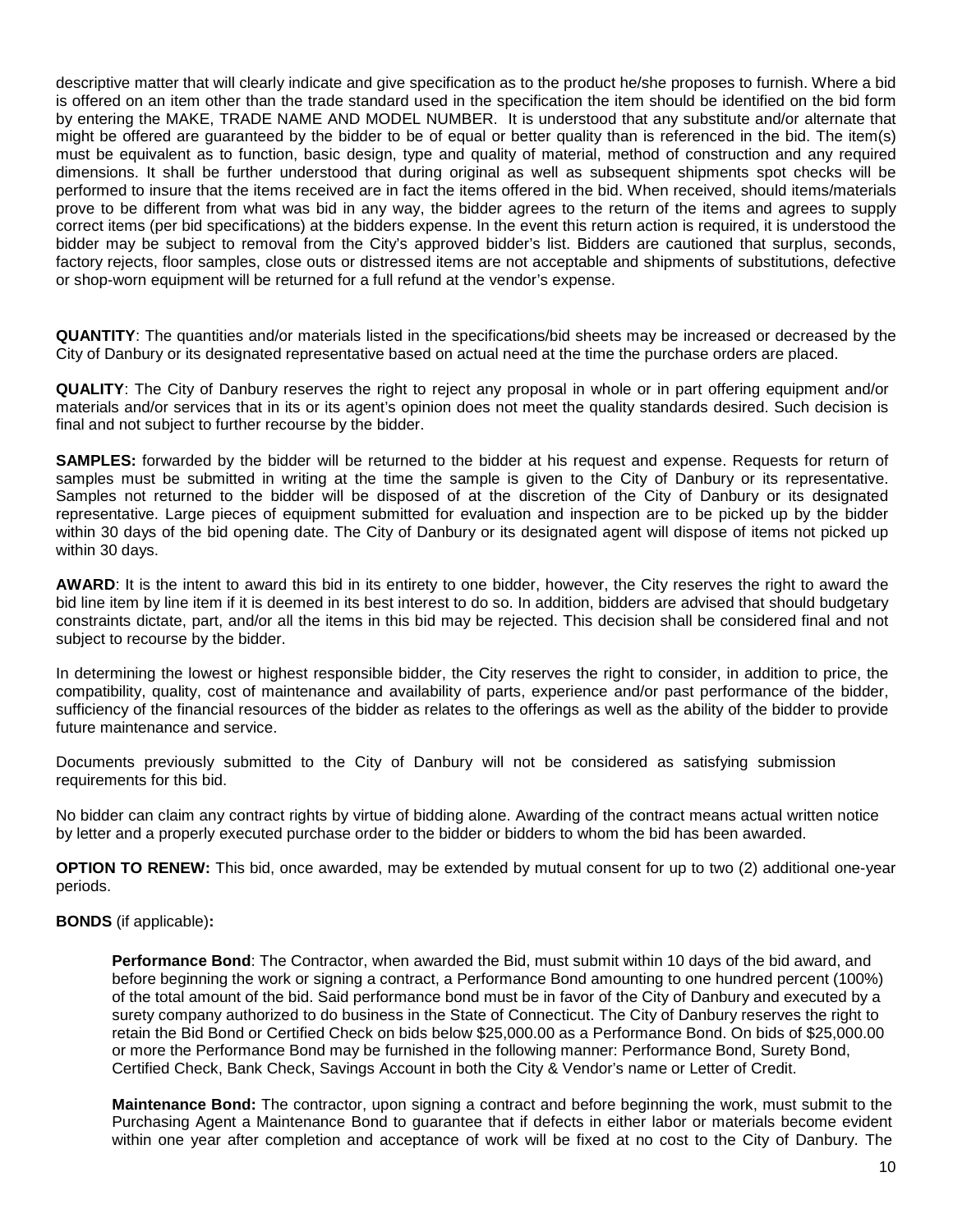descriptive matter that will clearly indicate and give specification as to the product he/she proposes to furnish. Where a bid is offered on an item other than the trade standard used in the specification the item should be identified on the bid form by entering the MAKE, TRADE NAME AND MODEL NUMBER. It is understood that any substitute and/or alternate that might be offered are guaranteed by the bidder to be of equal or better quality than is referenced in the bid. The item(s) must be equivalent as to function, basic design, type and quality of material, method of construction and any required dimensions. It shall be further understood that during original as well as subsequent shipments spot checks will be performed to insure that the items received are in fact the items offered in the bid. When received, should items/materials prove to be different from what was bid in any way, the bidder agrees to the return of the items and agrees to supply correct items (per bid specifications) at the bidders expense. In the event this return action is required, it is understood the bidder may be subject to removal from the City's approved bidder's list. Bidders are cautioned that surplus, seconds, factory rejects, floor samples, close outs or distressed items are not acceptable and shipments of substitutions, defective or shop-worn equipment will be returned for a full refund at the vendor's expense.

**QUANTITY**: The quantities and/or materials listed in the specifications/bid sheets may be increased or decreased by the City of Danbury or its designated representative based on actual need at the time the purchase orders are placed.

**QUALITY**: The City of Danbury reserves the right to reject any proposal in whole or in part offering equipment and/or materials and/or services that in its or its agent's opinion does not meet the quality standards desired. Such decision is final and not subject to further recourse by the bidder.

**SAMPLES:** forwarded by the bidder will be returned to the bidder at his request and expense. Requests for return of samples must be submitted in writing at the time the sample is given to the City of Danbury or its representative. Samples not returned to the bidder will be disposed of at the discretion of the City of Danbury or its designated representative. Large pieces of equipment submitted for evaluation and inspection are to be picked up by the bidder within 30 days of the bid opening date. The City of Danbury or its designated agent will dispose of items not picked up within 30 days.

**AWARD**: It is the intent to award this bid in its entirety to one bidder, however, the City reserves the right to award the bid line item by line item if it is deemed in its best interest to do so. In addition, bidders are advised that should budgetary constraints dictate, part, and/or all the items in this bid may be rejected. This decision shall be considered final and not subject to recourse by the bidder.

In determining the lowest or highest responsible bidder, the City reserves the right to consider, in addition to price, the compatibility, quality, cost of maintenance and availability of parts, experience and/or past performance of the bidder, sufficiency of the financial resources of the bidder as relates to the offerings as well as the ability of the bidder to provide future maintenance and service.

Documents previously submitted to the City of Danbury will not be considered as satisfying submission requirements for this bid.

No bidder can claim any contract rights by virtue of bidding alone. Awarding of the contract means actual written notice by letter and a properly executed purchase order to the bidder or bidders to whom the bid has been awarded.

**OPTION TO RENEW:** This bid, once awarded, may be extended by mutual consent for up to two (2) additional one-year periods.

**BONDS** (if applicable)**:**

**Performance Bond**: The Contractor, when awarded the Bid, must submit within 10 days of the bid award, and before beginning the work or signing a contract, a Performance Bond amounting to one hundred percent (100%) of the total amount of the bid. Said performance bond must be in favor of the City of Danbury and executed by a surety company authorized to do business in the State of Connecticut. The City of Danbury reserves the right to retain the Bid Bond or Certified Check on bids below $25,000.00 as a Performance Bond. On bids of $25,000.00 or more the Performance Bond may be furnished in the following manner: Performance Bond, Surety Bond, Certified Check, Bank Check, Savings Account in both the City & Vendor's name or Letter of Credit.

**Maintenance Bond:** The contractor, upon signing a contract and before beginning the work, must submit to the Purchasing Agent a Maintenance Bond to guarantee that if defects in either labor or materials become evident within one year after completion and acceptance of work will be fixed at no cost to the City of Danbury. The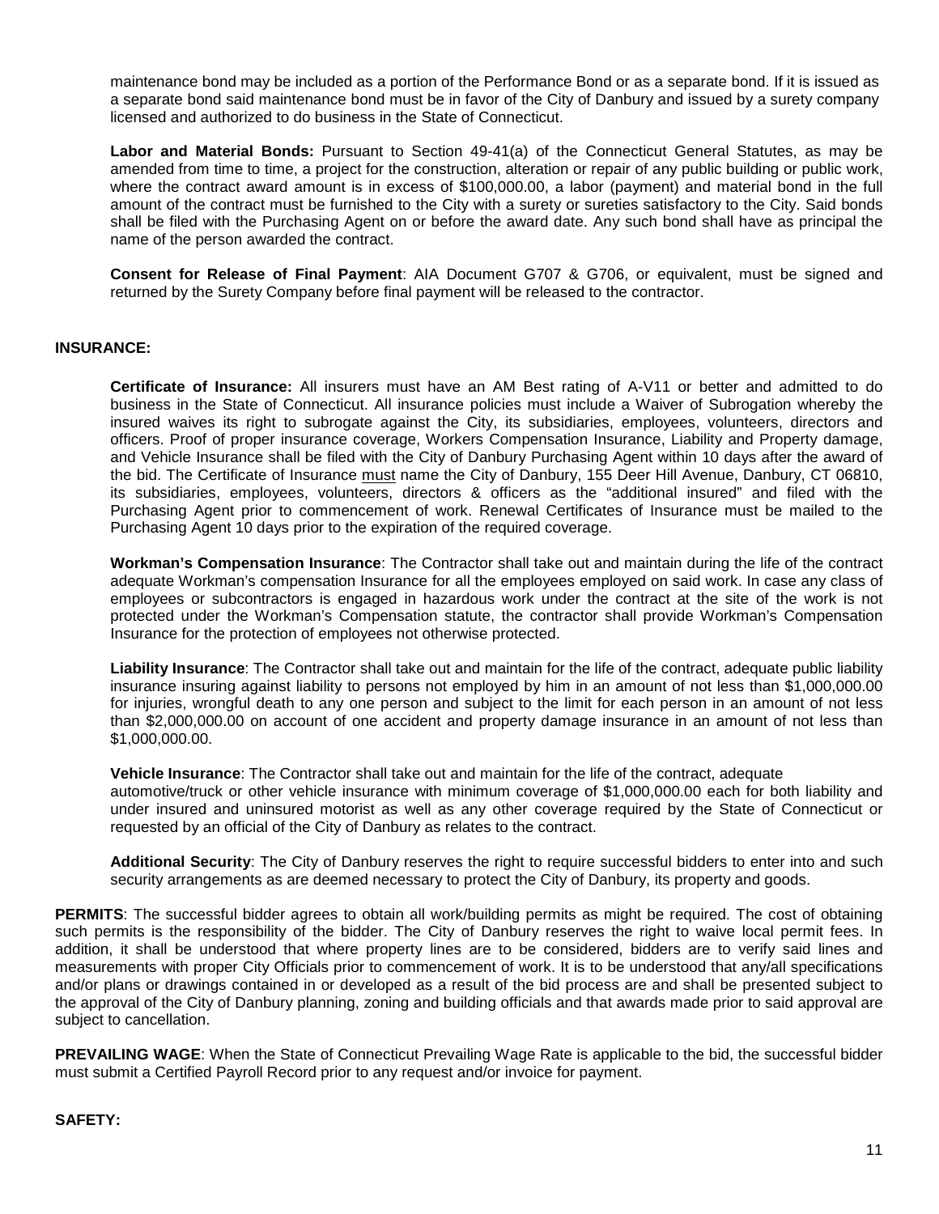maintenance bond may be included as a portion of the Performance Bond or as a separate bond. If it is issued as a separate bond said maintenance bond must be in favor of the City of Danbury and issued by a surety company licensed and authorized to do business in the State of Connecticut.

**Labor and Material Bonds:** Pursuant to Section 49-41(a) of the Connecticut General Statutes, as may be amended from time to time, a project for the construction, alteration or repair of any public building or public work, where the contract award amount is in excess of $100,000.00, a labor (payment) and material bond in the full amount of the contract must be furnished to the City with a surety or sureties satisfactory to the City. Said bonds shall be filed with the Purchasing Agent on or before the award date. Any such bond shall have as principal the name of the person awarded the contract.

**Consent for Release of Final Payment**: AIA Document G707 & G706, or equivalent, must be signed and returned by the Surety Company before final payment will be released to the contractor.

**INSURANCE:**

**Certificate of Insurance:** All insurers must have an AM Best rating of A-V11 or better and admitted to do business in the State of Connecticut. All insurance policies must include a Waiver of Subrogation whereby the insured waives its right to subrogate against the City, its subsidiaries, employees, volunteers, directors and officers. Proof of proper insurance coverage, Workers Compensation Insurance, Liability and Property damage, and Vehicle Insurance shall be filed with the City of Danbury Purchasing Agent within 10 days after the award of the bid. The Certificate of Insurance must name the City of Danbury, 155 Deer Hill Avenue, Danbury, CT 06810, its subsidiaries, employees, volunteers, directors & officers as the "additional insured" and filed with the Purchasing Agent prior to commencement of work. Renewal Certificates of Insurance must be mailed to the Purchasing Agent 10 days prior to the expiration of the required coverage.

**Workman's Compensation Insurance**: The Contractor shall take out and maintain during the life of the contract adequate Workman's compensation Insurance for all the employees employed on said work. In case any class of employees or subcontractors is engaged in hazardous work under the contract at the site of the work is not protected under the Workman's Compensation statute, the contractor shall provide Workman's Compensation Insurance for the protection of employees not otherwise protected.

**Liability Insurance**: The Contractor shall take out and maintain for the life of the contract, adequate public liability insurance insuring against liability to persons not employed by him in an amount of not less than $1,000,000.00 for injuries, wrongful death to any one person and subject to the limit for each person in an amount of not less than $2,000,000.00 on account of one accident and property damage insurance in an amount of not less than $1,000,000.00.

**Vehicle Insurance**: The Contractor shall take out and maintain for the life of the contract, adequate automotive/truck or other vehicle insurance with minimum coverage of $1,000,000.00 each for both liability and under insured and uninsured motorist as well as any other coverage required by the State of Connecticut or requested by an official of the City of Danbury as relates to the contract.

**Additional Security**: The City of Danbury reserves the right to require successful bidders to enter into and such security arrangements as are deemed necessary to protect the City of Danbury, its property and goods.

**PERMITS**: The successful bidder agrees to obtain all work/building permits as might be required. The cost of obtaining such permits is the responsibility of the bidder. The City of Danbury reserves the right to waive local permit fees. In addition, it shall be understood that where property lines are to be considered, bidders are to verify said lines and measurements with proper City Officials prior to commencement of work. It is to be understood that any/all specifications and/or plans or drawings contained in or developed as a result of the bid process are and shall be presented subject to the approval of the City of Danbury planning, zoning and building officials and that awards made prior to said approval are subject to cancellation.

**PREVAILING WAGE**: When the State of Connecticut Prevailing Wage Rate is applicable to the bid, the successful bidder must submit a Certified Payroll Record prior to any request and/or invoice for payment.

**SAFETY:**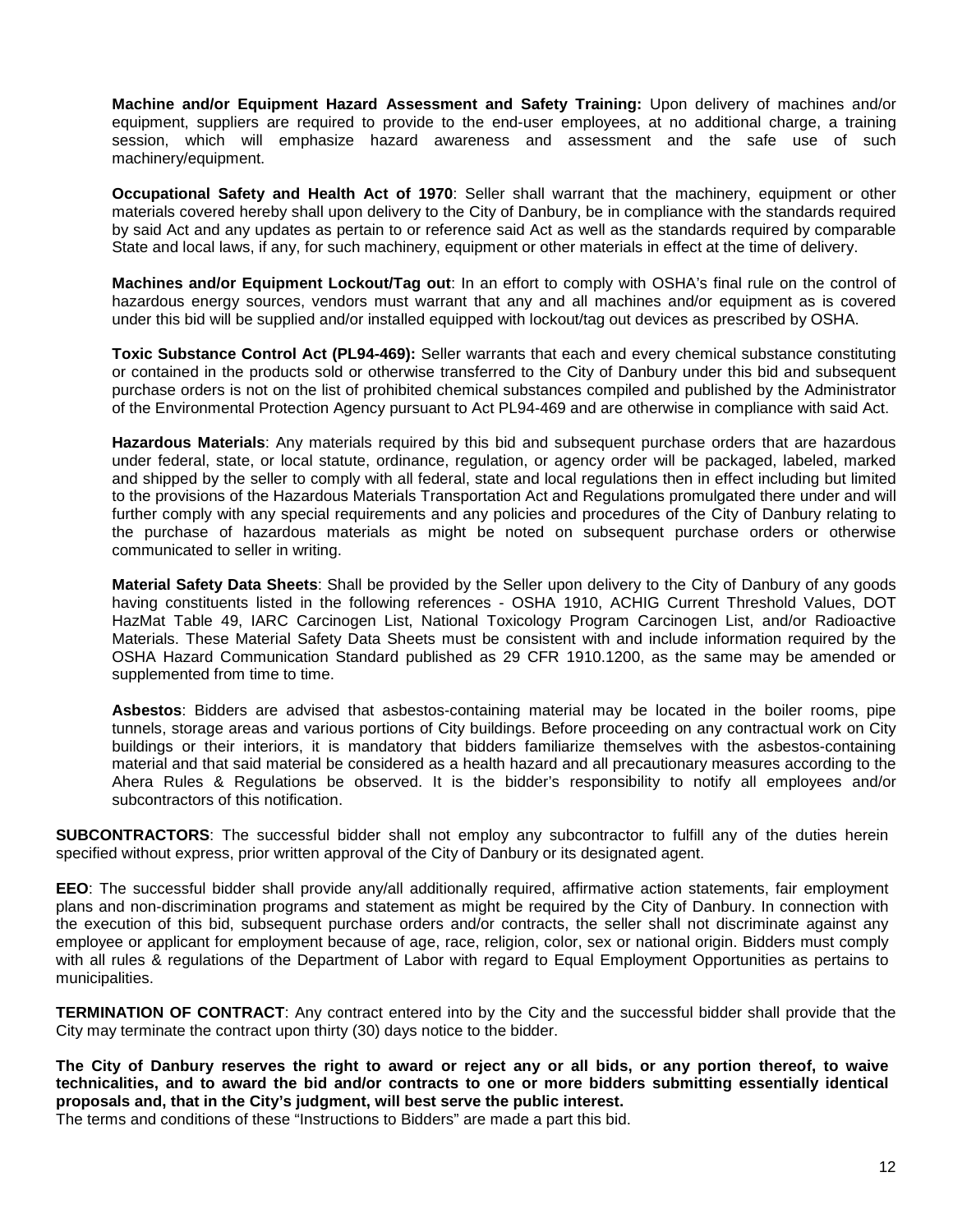**Machine and/or Equipment Hazard Assessment and Safety Training:** Upon delivery of machines and/or equipment, suppliers are required to provide to the end-user employees, at no additional charge, a training session, which will emphasize hazard awareness and assessment and the safe use of such machinery/equipment.

**Occupational Safety and Health Act of 1970**: Seller shall warrant that the machinery, equipment or other materials covered hereby shall upon delivery to the City of Danbury, be in compliance with the standards required by said Act and any updates as pertain to or reference said Act as well as the standards required by comparable State and local laws, if any, for such machinery, equipment or other materials in effect at the time of delivery.

**Machines and/or Equipment Lockout/Tag out**: In an effort to comply with OSHA's final rule on the control of hazardous energy sources, vendors must warrant that any and all machines and/or equipment as is covered under this bid will be supplied and/or installed equipped with lockout/tag out devices as prescribed by OSHA.

**Toxic Substance Control Act (PL94-469):** Seller warrants that each and every chemical substance constituting or contained in the products sold or otherwise transferred to the City of Danbury under this bid and subsequent purchase orders is not on the list of prohibited chemical substances compiled and published by the Administrator of the Environmental Protection Agency pursuant to Act PL94-469 and are otherwise in compliance with said Act.

**Hazardous Materials**: Any materials required by this bid and subsequent purchase orders that are hazardous under federal, state, or local statute, ordinance, regulation, or agency order will be packaged, labeled, marked and shipped by the seller to comply with all federal, state and local regulations then in effect including but limited to the provisions of the Hazardous Materials Transportation Act and Regulations promulgated there under and will further comply with any special requirements and any policies and procedures of the City of Danbury relating to the purchase of hazardous materials as might be noted on subsequent purchase orders or otherwise communicated to seller in writing.

**Material Safety Data Sheets**: Shall be provided by the Seller upon delivery to the City of Danbury of any goods having constituents listed in the following references - OSHA 1910, ACHIG Current Threshold Values, DOT HazMat Table 49, IARC Carcinogen List, National Toxicology Program Carcinogen List, and/or Radioactive Materials. These Material Safety Data Sheets must be consistent with and include information required by the OSHA Hazard Communication Standard published as 29 CFR 1910.1200, as the same may be amended or supplemented from time to time.

**Asbestos**: Bidders are advised that asbestos-containing material may be located in the boiler rooms, pipe tunnels, storage areas and various portions of City buildings. Before proceeding on any contractual work on City buildings or their interiors, it is mandatory that bidders familiarize themselves with the asbestos-containing material and that said material be considered as a health hazard and all precautionary measures according to the Ahera Rules & Regulations be observed. It is the bidder's responsibility to notify all employees and/or subcontractors of this notification.

**SUBCONTRACTORS**: The successful bidder shall not employ any subcontractor to fulfill any of the duties herein specified without express, prior written approval of the City of Danbury or its designated agent.

**EEO**: The successful bidder shall provide any/all additionally required, affirmative action statements, fair employment plans and non-discrimination programs and statement as might be required by the City of Danbury. In connection with the execution of this bid, subsequent purchase orders and/or contracts, the seller shall not discriminate against any employee or applicant for employment because of age, race, religion, color, sex or national origin. Bidders must comply with all rules & regulations of the Department of Labor with regard to Equal Employment Opportunities as pertains to municipalities.

**TERMINATION OF CONTRACT**: Any contract entered into by the City and the successful bidder shall provide that the City may terminate the contract upon thirty (30) days notice to the bidder.

**The City of Danbury reserves the right to award or reject any or all bids, or any portion thereof, to waive technicalities, and to award the bid and/or contracts to one or more bidders submitting essentially identical proposals and, that in the City's judgment, will best serve the public interest.**

The terms and conditions of these "Instructions to Bidders" are made a part this bid.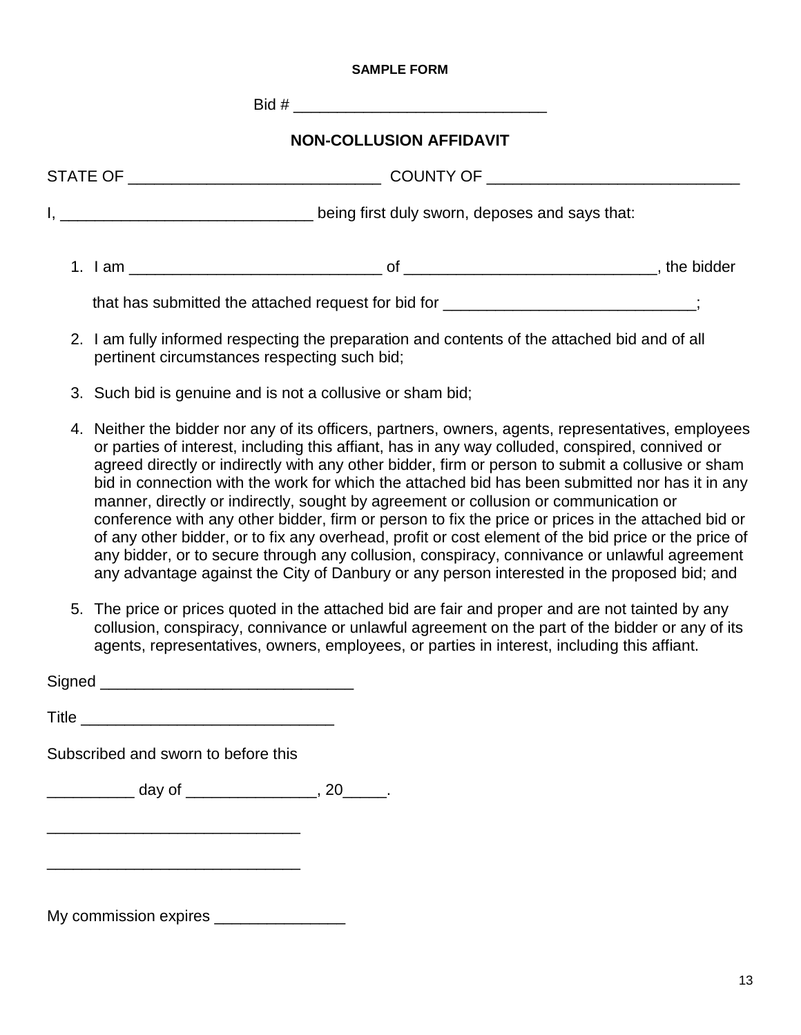**SAMPLE FORM**

Bid # ____________________________

## NON-COLLUSION AFFIDAVIT

STATE OF ____________________________ COUNTY OF ____________________________

I, ____________________________ being first duly sworn, deposes and says that:

1. I am ____________________________ of ____________________________, the bidder

   that has submitted the attached request for bid for ____________________________;

2. I am fully informed respecting the preparation and contents of the attached bid and of all pertinent circumstances respecting such bid;

3. Such bid is genuine and is not a collusive or sham bid;

4. Neither the bidder nor any of its officers, partners, owners, agents, representatives, employees or parties of interest, including this affiant, has in any way colluded, conspired, connived or agreed directly or indirectly with any other bidder, firm or person to submit a collusive or sham bid in connection with the work for which the attached bid has been submitted nor has it in any manner, directly or indirectly, sought by agreement or collusion or communication or conference with any other bidder, firm or person to fix the price or prices in the attached bid or of any other bidder, or to fix any overhead, profit or cost element of the bid price or the price of any bidder, or to secure through any collusion, conspiracy, connivance or unlawful agreement any advantage against the City of Danbury or any person interested in the proposed bid; and

5. The price or prices quoted in the attached bid are fair and proper and are not tainted by any collusion, conspiracy, connivance or unlawful agreement on the part of the bidder or any of its agents, representatives, owners, employees, or parties in interest, including this affiant.

Signed ____________________________

Title ____________________________

Subscribed and sworn to before this

__________ day of _______________, 20_____.

____________________________

____________________________

My commission expires _______________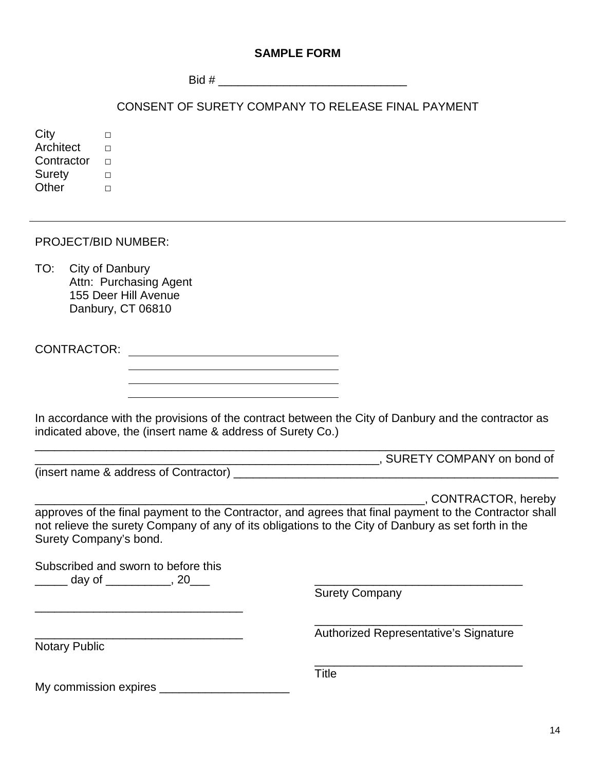**SAMPLE FORM**

Bid # ____________________________

CONSENT OF SURETY COMPANY TO RELEASE FINAL PAYMENT

City □
Architect □
Contractor □
Surety □
Other □

---

PROJECT/BID NUMBER:

TO: City of Danbury
Attn: Purchasing Agent
155 Deer Hill Avenue
Danbury, CT 06810

CONTRACTOR: ________________________________
________________________________
________________________________
________________________________

In accordance with the provisions of the contract between the City of Danbury and the contractor as indicated above, the (insert name & address of Surety Co.)
______________________________________________________________________________
____________________________________________________, SURETY COMPANY on bond of
(insert name & address of Contractor) ________________________________________________

______________________________________________________________, CONTRACTOR, hereby approves of the final payment to the Contractor, and agrees that final payment to the Contractor shall not relieve the surety Company of any of its obligations to the City of Danbury as set forth in the Surety Company's bond.

Subscribed and sworn to before this
_____ day of __________, 20___

________________________________

________________________________
Notary Public

My commission expires ____________________

________________________________
Surety Company

________________________________
Authorized Representative's Signature

________________________________
Title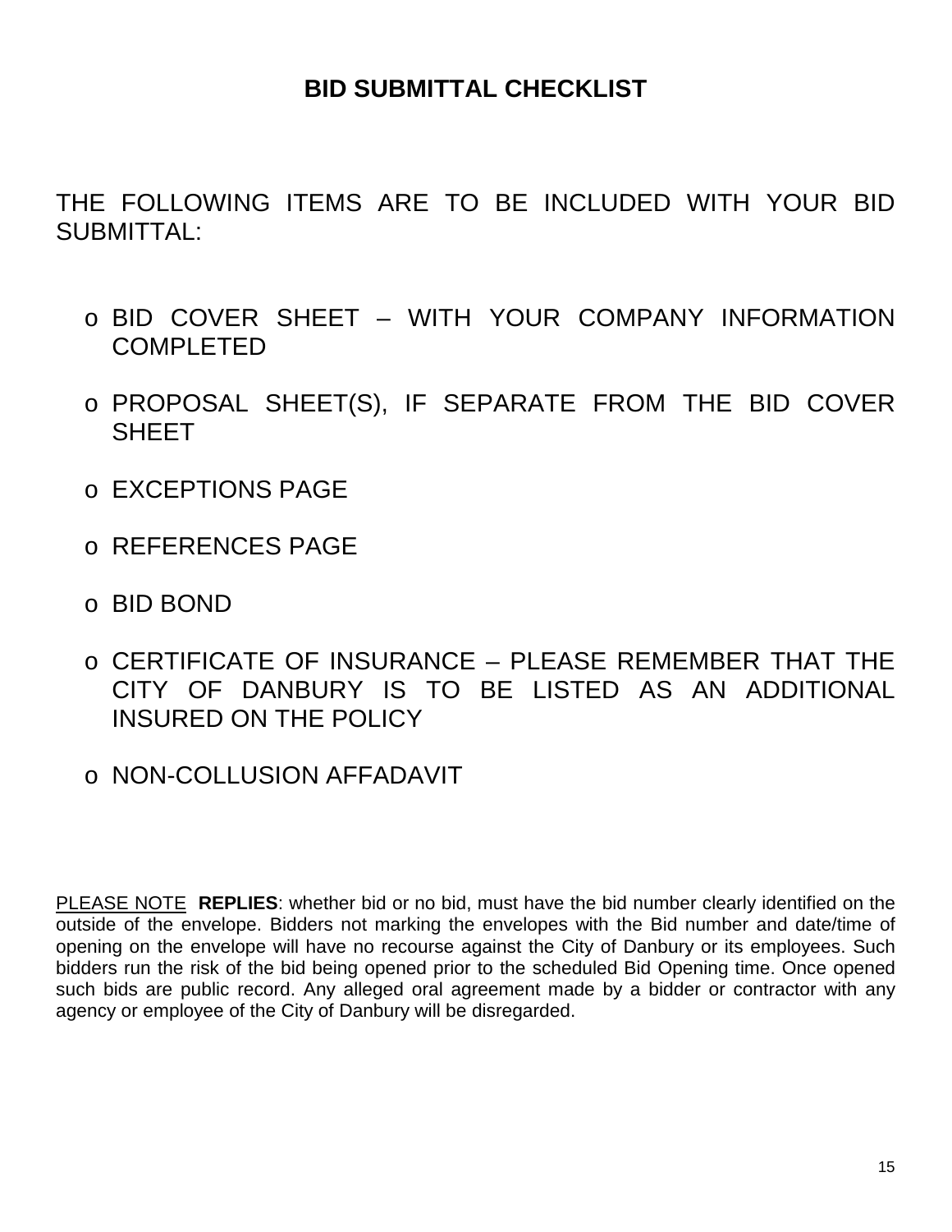# BID SUBMITTAL CHECKLIST

THE FOLLOWING ITEMS ARE TO BE INCLUDED WITH YOUR BID SUBMITTAL:

- o BID COVER SHEET – WITH YOUR COMPANY INFORMATION COMPLETED
- o PROPOSAL SHEET(S), IF SEPARATE FROM THE BID COVER SHEET
- o EXCEPTIONS PAGE
- o REFERENCES PAGE
- o BID BOND
- o CERTIFICATE OF INSURANCE – PLEASE REMEMBER THAT THE CITY OF DANBURY IS TO BE LISTED AS AN ADDITIONAL INSURED ON THE POLICY
- o NON-COLLUSION AFFADAVIT

<u>PLEASE NOTE</u> **REPLIES**: whether bid or no bid, must have the bid number clearly identified on the outside of the envelope. Bidders not marking the envelopes with the Bid number and date/time of opening on the envelope will have no recourse against the City of Danbury or its employees. Such bidders run the risk of the bid being opened prior to the scheduled Bid Opening time. Once opened such bids are public record. Any alleged oral agreement made by a bidder or contractor with any agency or employee of the City of Danbury will be disregarded.